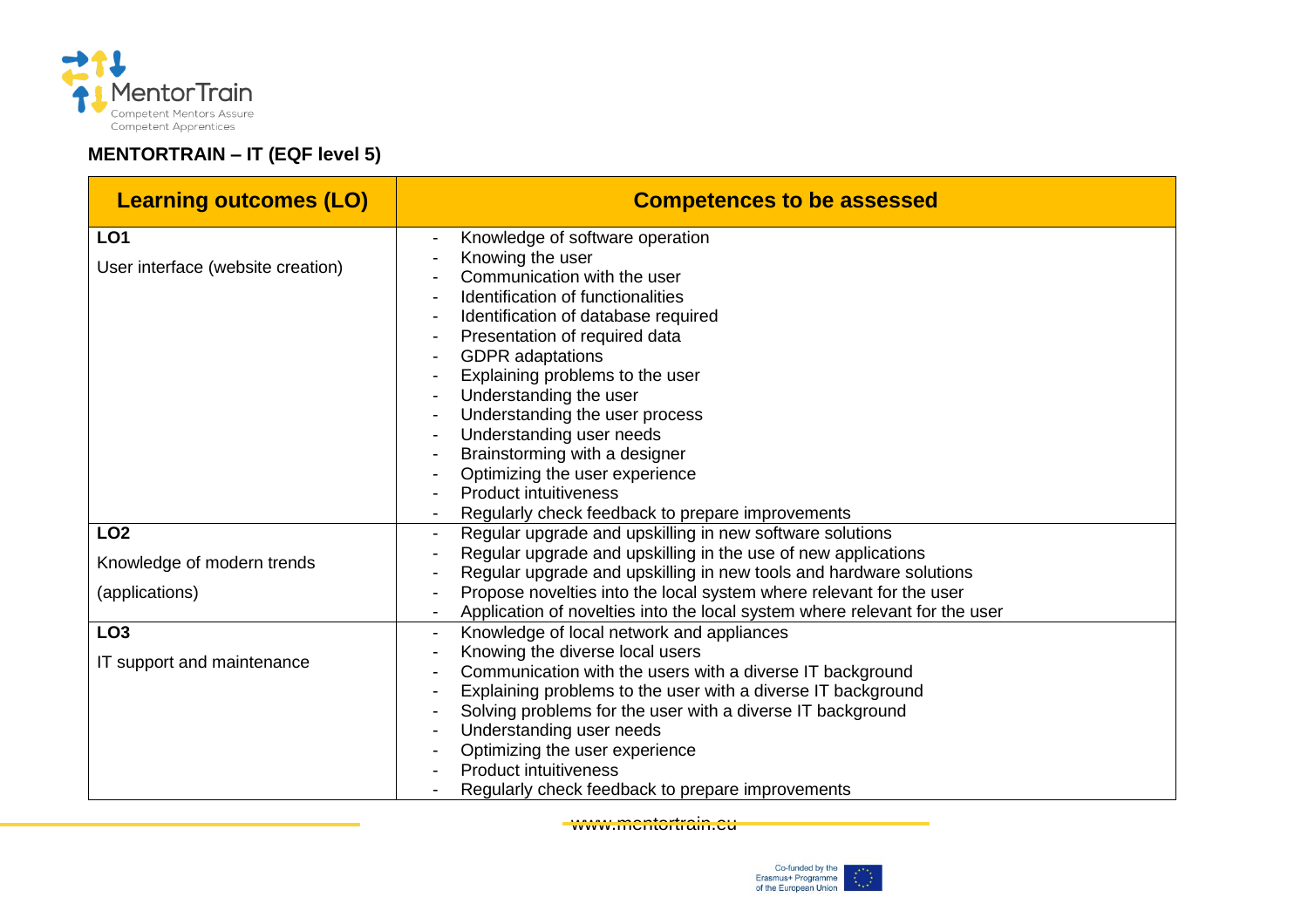**MENTORTRAIN – IT (EQF level 5)**

| Learning outcomes (LO) | Competences to be assessed |
|---|---|
| **LO1**<br><br>User interface (website creation) | - Knowledge of software operation<br>- Knowing the user<br>- Communication with the user<br>- Identification of functionalities<br>- Identification of database required<br>- Presentation of required data<br>- GDPR adaptations<br>- Explaining problems to the user<br>- Understanding the user<br>- Understanding the user process<br>- Understanding user needs<br>- Brainstorming with a designer<br>- Optimizing the user experience<br>- Product intuitiveness<br>- Regularly check feedback to prepare improvements |
| **LO2**<br><br>Knowledge of modern trends<br><br>(applications) | - Regular upgrade and upskilling in new software solutions<br>- Regular upgrade and upskilling in the use of new applications<br>- Regular upgrade and upskilling in new tools and hardware solutions<br>- Propose novelties into the local system where relevant for the user<br>- Application of novelties into the local system where relevant for the user |
| **LO3**<br><br>IT support and maintenance | - Knowledge of local network and appliances<br>- Knowing the diverse local users<br>- Communication with the users with a diverse IT background<br>- Explaining problems to the user with a diverse IT background<br>- Solving problems for the user with a diverse IT background<br>- Understanding user needs<br>- Optimizing the user experience<br>- Product intuitiveness<br>- Regularly check feedback to prepare improvements |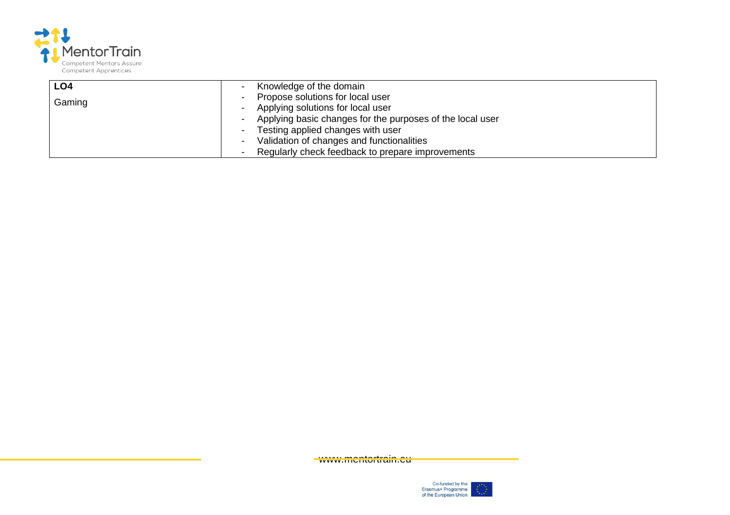| | |
|---|---|
| **LO4**<br><br>Gaming | - Knowledge of the domain<br>- Propose solutions for local user<br>- Applying solutions for local user<br>- Applying basic changes for the purposes of the local user<br>- Testing applied changes with user<br>- Validation of changes and functionalities<br>- Regularly check feedback to prepare improvements |